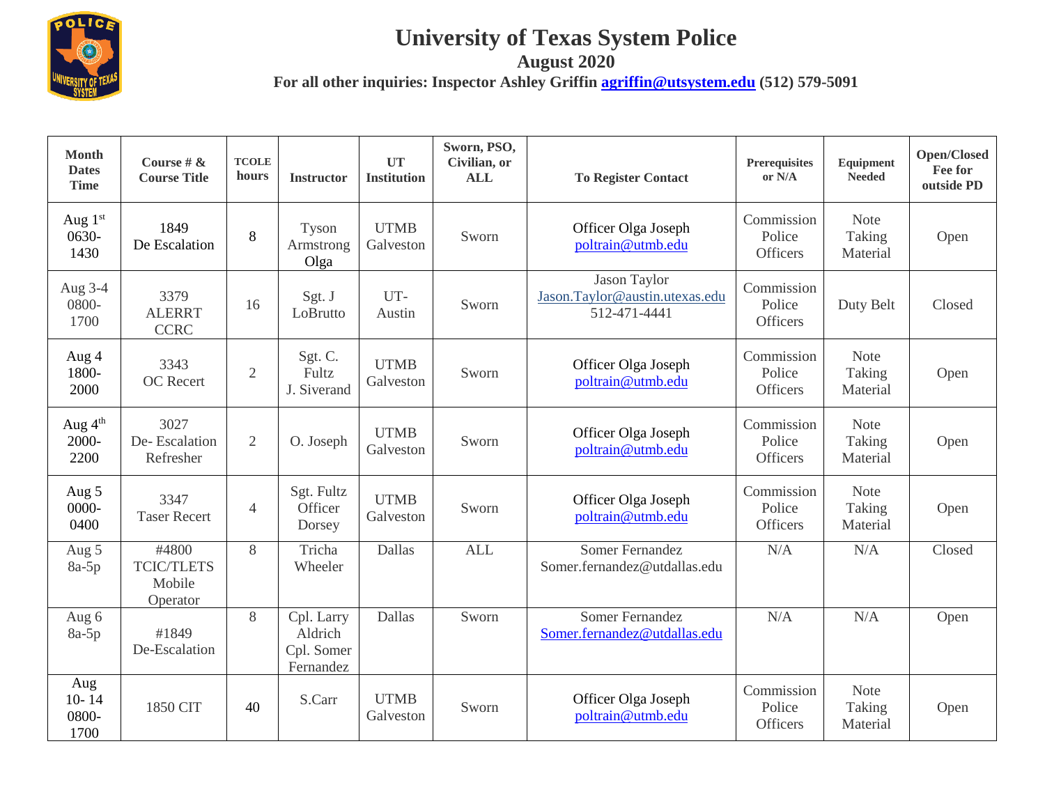# University of Texas System Police

## August 2020

**For all other inquiries: Inspector Ashley Griffin agriffin@utsystem.edu (512) 579-5091**

| Month Dates Time | Course # & Course Title | TCOLE hours | Instructor | UT Institution | Sworn, PSO, Civilian, or ALL | To Register Contact | Prerequisites or N/A | Equipment Needed | Open/Closed Fee for outside PD |
|---|---|---|---|---|---|---|---|---|---|
| Aug 1st 0630-1430 | 1849 De Escalation | 8 | Tyson Armstrong Olga | UTMB Galveston | Sworn | Officer Olga Joseph poltrain@utmb.edu | Commission Police Officers | Note Taking Material | Open |
| Aug 3-4 0800-1700 | 3379 ALERRT CCRC | 16 | Sgt. J LoBrutto | UT-Austin | Sworn | Jason Taylor Jason.Taylor@austin.utexas.edu 512-471-4441 | Commission Police Officers | Duty Belt | Closed |
| Aug 4 1800-2000 | 3343 OC Recert | 2 | Sgt. C. Fultz J. Siverand | UTMB Galveston | Sworn | Officer Olga Joseph poltrain@utmb.edu | Commission Police Officers | Note Taking Material | Open |
| Aug 4th 2000-2200 | 3027 De- Escalation Refresher | 2 | O. Joseph | UTMB Galveston | Sworn | Officer Olga Joseph poltrain@utmb.edu | Commission Police Officers | Note Taking Material | Open |
| Aug 5 0000-0400 | 3347 Taser Recert | 4 | Sgt. Fultz Officer Dorsey | UTMB Galveston | Sworn | Officer Olga Joseph poltrain@utmb.edu | Commission Police Officers | Note Taking Material | Open |
| Aug 5 8a-5p | #4800 TCIC/TLETS Mobile Operator | 8 | Tricha Wheeler | Dallas | ALL | Somer Fernandez Somer.fernandez@utdallas.edu | N/A | N/A | Closed |
| Aug 6 8a-5p | #1849 De-Escalation | 8 | Cpl. Larry Aldrich Cpl. Somer Fernandez | Dallas | Sworn | Somer Fernandez Somer.fernandez@utdallas.edu | N/A | N/A | Open |
| Aug 10- 14 0800-1700 | 1850 CIT | 40 | S.Carr | UTMB Galveston | Sworn | Officer Olga Joseph poltrain@utmb.edu | Commission Police Officers | Note Taking Material | Open |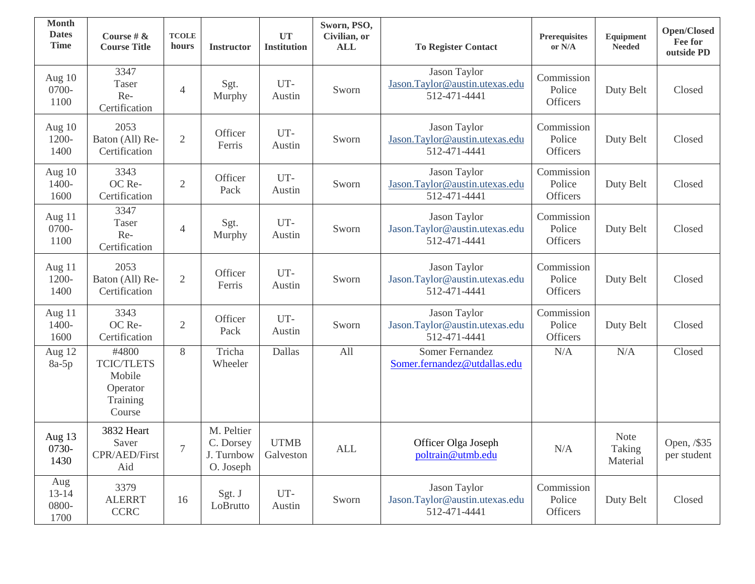| Month Dates Time | Course # & Course Title | TCOLE hours | Instructor | UT Institution | Sworn, PSO, Civilian, or ALL | To Register Contact | Prerequisites or N/A | Equipment Needed | Open/Closed Fee for outside PD |
|---|---|---|---|---|---|---|---|---|---|
| Aug 10 0700-1100 | 3347 Taser Re-Certification | 4 | Sgt. Murphy | UT-Austin | Sworn | Jason Taylor Jason.Taylor@austin.utexas.edu 512-471-4441 | Commission Police Officers | Duty Belt | Closed |
| Aug 10 1200-1400 | 2053 Baton (All) Re-Certification | 2 | Officer Ferris | UT-Austin | Sworn | Jason Taylor Jason.Taylor@austin.utexas.edu 512-471-4441 | Commission Police Officers | Duty Belt | Closed |
| Aug 10 1400-1600 | 3343 OC Re-Certification | 2 | Officer Pack | UT-Austin | Sworn | Jason Taylor Jason.Taylor@austin.utexas.edu 512-471-4441 | Commission Police Officers | Duty Belt | Closed |
| Aug 11 0700-1100 | 3347 Taser Re-Certification | 4 | Sgt. Murphy | UT-Austin | Sworn | Jason Taylor Jason.Taylor@austin.utexas.edu 512-471-4441 | Commission Police Officers | Duty Belt | Closed |
| Aug 11 1200-1400 | 2053 Baton (All) Re-Certification | 2 | Officer Ferris | UT-Austin | Sworn | Jason Taylor Jason.Taylor@austin.utexas.edu 512-471-4441 | Commission Police Officers | Duty Belt | Closed |
| Aug 11 1400-1600 | 3343 OC Re-Certification | 2 | Officer Pack | UT-Austin | Sworn | Jason Taylor Jason.Taylor@austin.utexas.edu 512-471-4441 | Commission Police Officers | Duty Belt | Closed |
| Aug 12 8a-5p | #4800 TCIC/TLETS Mobile Operator Training Course | 8 | Tricha Wheeler | Dallas | All | Somer Fernandez Somer.fernandez@utdallas.edu | N/A | N/A | Closed |
| Aug 13 0730-1430 | 3832 Heart Saver CPR/AED/First Aid | 7 | M. Peltier C. Dorsey J. Turnbow O. Joseph | UTMB Galveston | ALL | Officer Olga Joseph poltrain@utmb.edu | N/A | Note Taking Material | Open, /$35 per student |
| Aug 13-14 0800-1700 | 3379 ALERRT CCRC | 16 | Sgt. J LoBrutto | UT-Austin | Sworn | Jason Taylor Jason.Taylor@austin.utexas.edu 512-471-4441 | Commission Police Officers | Duty Belt | Closed |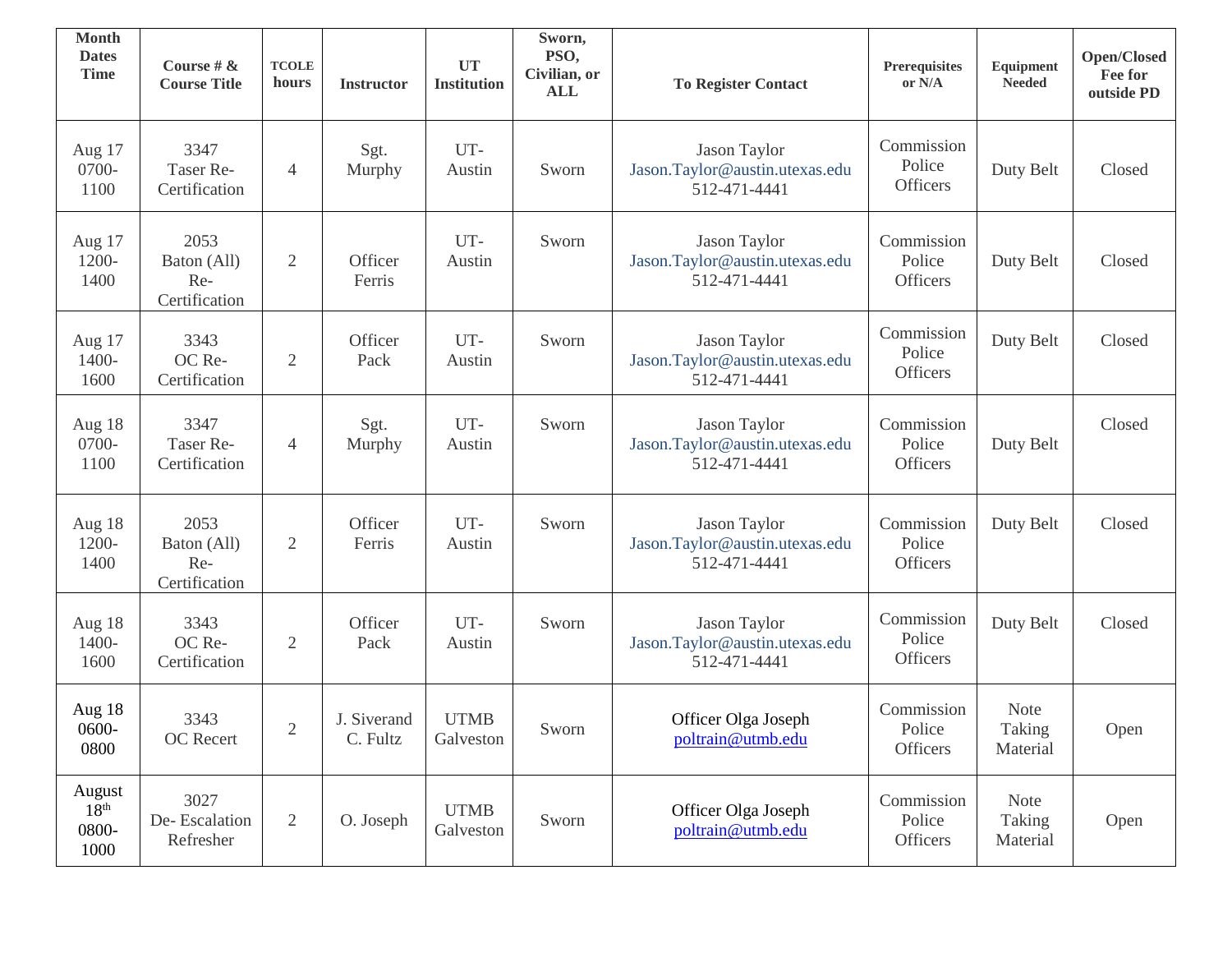| Month Dates Time | Course # & Course Title | TCOLE hours | Instructor | UT Institution | Sworn, PSO, Civilian, or ALL | To Register Contact | Prerequisites or N/A | Equipment Needed | Open/Closed Fee for outside PD |
|---|---|---|---|---|---|---|---|---|---|
| Aug 17 0700-1100 | 3347 Taser Re-Certification | 4 | Sgt. Murphy | UT-Austin | Sworn | Jason Taylor Jason.Taylor@austin.utexas.edu 512-471-4441 | Commission Police Officers | Duty Belt | Closed |
| Aug 17 1200-1400 | 2053 Baton (All) Re-Certification | 2 | Officer Ferris | UT-Austin | Sworn | Jason Taylor Jason.Taylor@austin.utexas.edu 512-471-4441 | Commission Police Officers | Duty Belt | Closed |
| Aug 17 1400-1600 | 3343 OC Re-Certification | 2 | Officer Pack | UT-Austin | Sworn | Jason Taylor Jason.Taylor@austin.utexas.edu 512-471-4441 | Commission Police Officers | Duty Belt | Closed |
| Aug 18 0700-1100 | 3347 Taser Re-Certification | 4 | Sgt. Murphy | UT-Austin | Sworn | Jason Taylor Jason.Taylor@austin.utexas.edu 512-471-4441 | Commission Police Officers | Duty Belt | Closed |
| Aug 18 1200-1400 | 2053 Baton (All) Re-Certification | 2 | Officer Ferris | UT-Austin | Sworn | Jason Taylor Jason.Taylor@austin.utexas.edu 512-471-4441 | Commission Police Officers | Duty Belt | Closed |
| Aug 18 1400-1600 | 3343 OC Re-Certification | 2 | Officer Pack | UT-Austin | Sworn | Jason Taylor Jason.Taylor@austin.utexas.edu 512-471-4441 | Commission Police Officers | Duty Belt | Closed |
| Aug 18 0600-0800 | 3343 OC Recert | 2 | J. Siverand C. Fultz | UTMB Galveston | Sworn | Officer Olga Joseph poltrain@utmb.edu | Commission Police Officers | Note Taking Material | Open |
| August 18th 0800-1000 | 3027 De- Escalation Refresher | 2 | O. Joseph | UTMB Galveston | Sworn | Officer Olga Joseph poltrain@utmb.edu | Commission Police Officers | Note Taking Material | Open |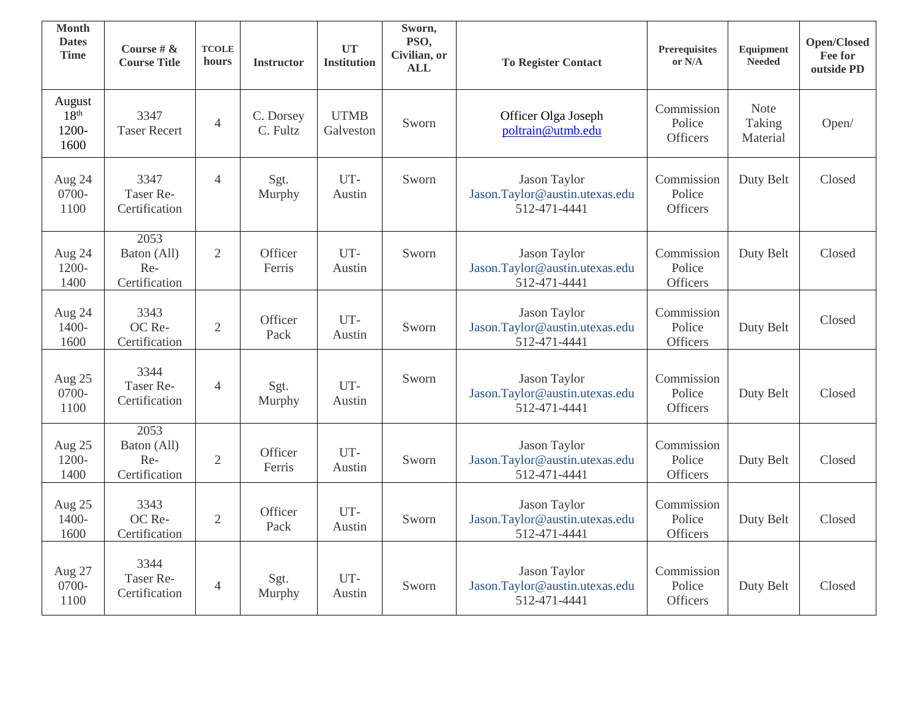| Month Dates Time | Course # & Course Title | TCOLE hours | Instructor | UT Institution | Sworn, PSO, Civilian, or ALL | To Register Contact | Prerequisites or N/A | Equipment Needed | Open/Closed Fee for outside PD |
|---|---|---|---|---|---|---|---|---|---|
| August 18th 1200-1600 | 3347 Taser Recert | 4 | C. Dorsey C. Fultz | UTMB Galveston | Sworn | Officer Olga Joseph poltrain@utmb.edu | Commission Police Officers | Note Taking Material | Open/ |
| Aug 24 0700-1100 | 3347 Taser Re-Certification | 4 | Sgt. Murphy | UT-Austin | Sworn | Jason Taylor Jason.Taylor@austin.utexas.edu 512-471-4441 | Commission Police Officers | Duty Belt | Closed |
| Aug 24 1200-1400 | 2053 Baton (All) Re-Certification | 2 | Officer Ferris | UT-Austin | Sworn | Jason Taylor Jason.Taylor@austin.utexas.edu 512-471-4441 | Commission Police Officers | Duty Belt | Closed |
| Aug 24 1400-1600 | 3343 OC Re-Certification | 2 | Officer Pack | UT-Austin | Sworn | Jason Taylor Jason.Taylor@austin.utexas.edu 512-471-4441 | Commission Police Officers | Duty Belt | Closed |
| Aug 25 0700-1100 | 3344 Taser Re-Certification | 4 | Sgt. Murphy | UT-Austin | Sworn | Jason Taylor Jason.Taylor@austin.utexas.edu 512-471-4441 | Commission Police Officers | Duty Belt | Closed |
| Aug 25 1200-1400 | 2053 Baton (All) Re-Certification | 2 | Officer Ferris | UT-Austin | Sworn | Jason Taylor Jason.Taylor@austin.utexas.edu 512-471-4441 | Commission Police Officers | Duty Belt | Closed |
| Aug 25 1400-1600 | 3343 OC Re-Certification | 2 | Officer Pack | UT-Austin | Sworn | Jason Taylor Jason.Taylor@austin.utexas.edu 512-471-4441 | Commission Police Officers | Duty Belt | Closed |
| Aug 27 0700-1100 | 3344 Taser Re-Certification | 4 | Sgt. Murphy | UT-Austin | Sworn | Jason Taylor Jason.Taylor@austin.utexas.edu 512-471-4441 | Commission Police Officers | Duty Belt | Closed |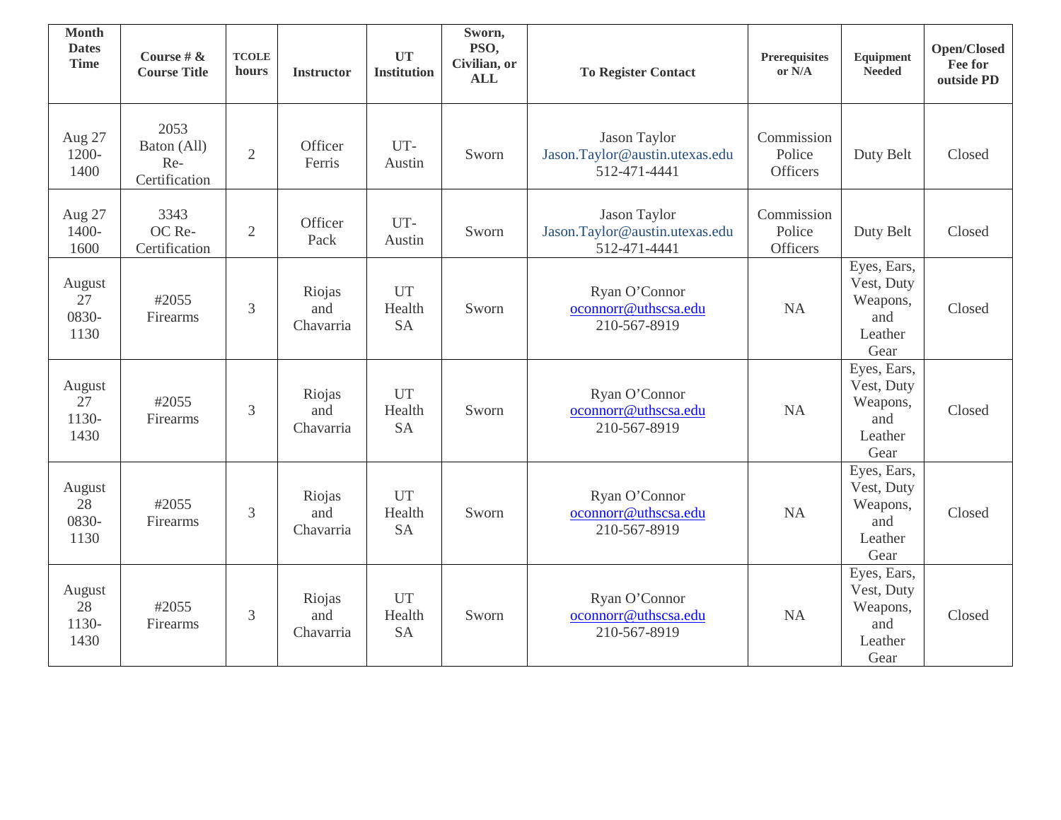| Month Dates Time | Course # & Course Title | TCOLE hours | Instructor | UT Institution | Sworn, PSO, Civilian, or ALL | To Register Contact | Prerequisites or N/A | Equipment Needed | Open/Closed Fee for outside PD |
|---|---|---|---|---|---|---|---|---|---|
| Aug 27 1200-1400 | 2053 Baton (All) Re-Certification | 2 | Officer Ferris | UT-Austin | Sworn | Jason Taylor Jason.Taylor@austin.utexas.edu 512-471-4441 | Commission Police Officers | Duty Belt | Closed |
| Aug 27 1400-1600 | 3343 OC Re-Certification | 2 | Officer Pack | UT-Austin | Sworn | Jason Taylor Jason.Taylor@austin.utexas.edu 512-471-4441 | Commission Police Officers | Duty Belt | Closed |
| August 27 0830-1130 | #2055 Firearms | 3 | Riojas and Chavarria | UT Health SA | Sworn | Ryan O'Connor oconnorr@uthscsa.edu 210-567-8919 | NA | Eyes, Ears, Vest, Duty Weapons, and Leather Gear | Closed |
| August 27 1130-1430 | #2055 Firearms | 3 | Riojas and Chavarria | UT Health SA | Sworn | Ryan O'Connor oconnorr@uthscsa.edu 210-567-8919 | NA | Eyes, Ears, Vest, Duty Weapons, and Leather Gear | Closed |
| August 28 0830-1130 | #2055 Firearms | 3 | Riojas and Chavarria | UT Health SA | Sworn | Ryan O'Connor oconnorr@uthscsa.edu 210-567-8919 | NA | Eyes, Ears, Vest, Duty Weapons, and Leather Gear | Closed |
| August 28 1130-1430 | #2055 Firearms | 3 | Riojas and Chavarria | UT Health SA | Sworn | Ryan O'Connor oconnorr@uthscsa.edu 210-567-8919 | NA | Eyes, Ears, Vest, Duty Weapons, and Leather Gear | Closed |